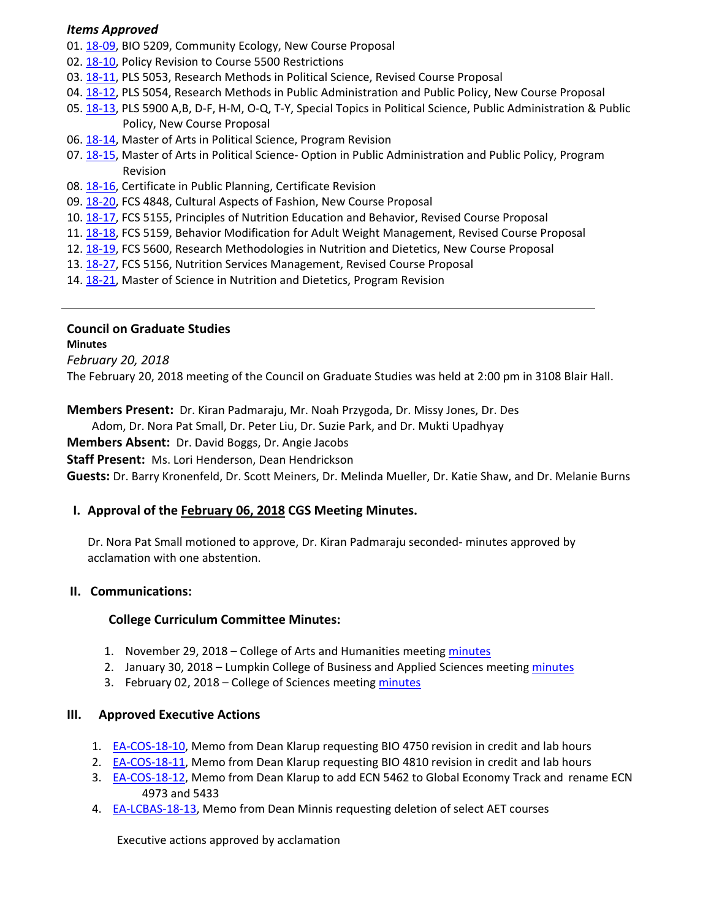***Items Approved***

01. [18-09](), BIO 5209, Community Ecology, New Course Proposal
02. [18-10](), Policy Revision to Course 5500 Restrictions
03. [18-11](), PLS 5053, Research Methods in Political Science, Revised Course Proposal
04. [18-12](), PLS 5054, Research Methods in Public Administration and Public Policy, New Course Proposal
05. [18-13](), PLS 5900 A,B, D-F, H-M, O-Q, T-Y, Special Topics in Political Science, Public Administration & Public Policy, New Course Proposal
06. [18-14](), Master of Arts in Political Science, Program Revision
07. [18-15](), Master of Arts in Political Science- Option in Public Administration and Public Policy, Program Revision
08. [18-16](), Certificate in Public Planning, Certificate Revision
09. [18-20](), FCS 4848, Cultural Aspects of Fashion, New Course Proposal
10. [18-17](), FCS 5155, Principles of Nutrition Education and Behavior, Revised Course Proposal
11. [18-18](), FCS 5159, Behavior Modification for Adult Weight Management, Revised Course Proposal
12. [18-19](), FCS 5600, Research Methodologies in Nutrition and Dietetics, New Course Proposal
13. [18-27](), FCS 5156, Nutrition Services Management, Revised Course Proposal
14. [18-21](), Master of Science in Nutrition and Dietetics, Program Revision

---

## Council on Graduate Studies

**Minutes**

*February 20, 2018*

The February 20, 2018 meeting of the Council on Graduate Studies was held at 2:00 pm in 3108 Blair Hall.

**Members Present:** Dr. Kiran Padmaraju, Mr. Noah Przygoda, Dr. Missy Jones, Dr. Des Adom, Dr. Nora Pat Small, Dr. Peter Liu, Dr. Suzie Park, and Dr. Mukti Upadhyay

**Members Absent:** Dr. David Boggs, Dr. Angie Jacobs

**Staff Present:** Ms. Lori Henderson, Dean Hendrickson

**Guests:** Dr. Barry Kronenfeld, Dr. Scott Meiners, Dr. Melinda Mueller, Dr. Katie Shaw, and Dr. Melanie Burns

### I. Approval of the [February 06, 2018]() CGS Meeting Minutes.

Dr. Nora Pat Small motioned to approve, Dr. Kiran Padmaraju seconded- minutes approved by acclamation with one abstention.

### II. Communications:

**College Curriculum Committee Minutes:**

1. November 29, 2018 – College of Arts and Humanities meeting [minutes]()
2. January 30, 2018 – Lumpkin College of Business and Applied Sciences meeting [minutes]()
3. February 02, 2018 – College of Sciences meeting [minutes]()

### III. Approved Executive Actions

1. [EA-COS-18-10](), Memo from Dean Klarup requesting BIO 4750 revision in credit and lab hours
2. [EA-COS-18-11](), Memo from Dean Klarup requesting BIO 4810 revision in credit and lab hours
3. [EA-COS-18-12](), Memo from Dean Klarup to add ECN 5462 to Global Economy Track and rename ECN 4973 and 5433
4. [EA-LCBAS-18-13](), Memo from Dean Minnis requesting deletion of select AET courses

Executive actions approved by acclamation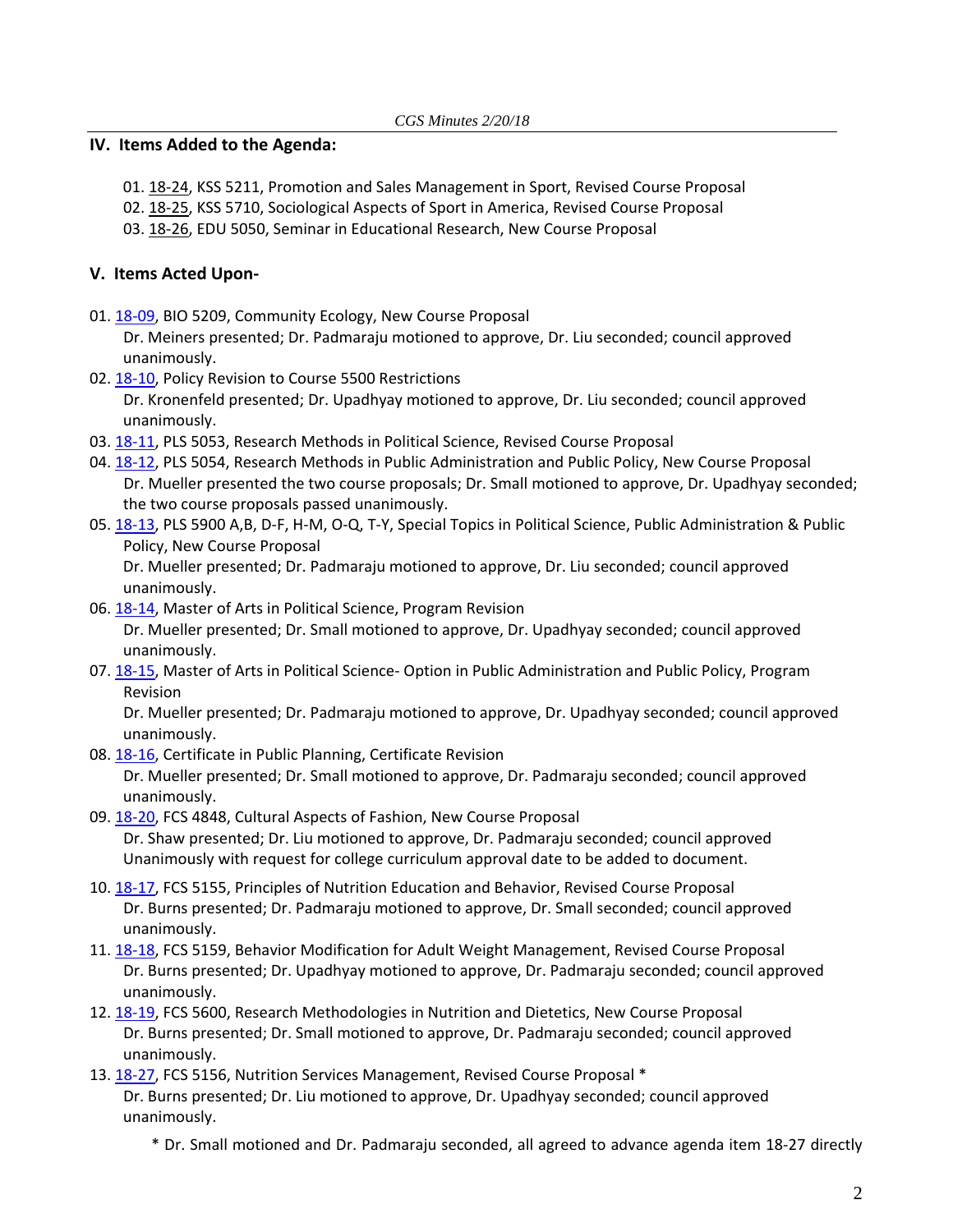## IV. Items Added to the Agenda:

01. 18-24, KSS 5211, Promotion and Sales Management in Sport, Revised Course Proposal
02. 18-25, KSS 5710, Sociological Aspects of Sport in America, Revised Course Proposal
03. 18-26, EDU 5050, Seminar in Educational Research, New Course Proposal

## V. Items Acted Upon-

01. 18-09, BIO 5209, Community Ecology, New Course Proposal
    Dr. Meiners presented; Dr. Padmaraju motioned to approve, Dr. Liu seconded; council approved unanimously.
02. 18-10, Policy Revision to Course 5500 Restrictions
    Dr. Kronenfeld presented; Dr. Upadhyay motioned to approve, Dr. Liu seconded; council approved unanimously.
03. 18-11, PLS 5053, Research Methods in Political Science, Revised Course Proposal
04. 18-12, PLS 5054, Research Methods in Public Administration and Public Policy, New Course Proposal
    Dr. Mueller presented the two course proposals; Dr. Small motioned to approve, Dr. Upadhyay seconded; the two course proposals passed unanimously.
05. 18-13, PLS 5900 A,B, D-F, H-M, O-Q, T-Y, Special Topics in Political Science, Public Administration & Public Policy, New Course Proposal
    Dr. Mueller presented; Dr. Padmaraju motioned to approve, Dr. Liu seconded; council approved unanimously.
06. 18-14, Master of Arts in Political Science, Program Revision
    Dr. Mueller presented; Dr. Small motioned to approve, Dr. Upadhyay seconded; council approved unanimously.
07. 18-15, Master of Arts in Political Science- Option in Public Administration and Public Policy, Program Revision
    Dr. Mueller presented; Dr. Padmaraju motioned to approve, Dr. Upadhyay seconded; council approved unanimously.
08. 18-16, Certificate in Public Planning, Certificate Revision
    Dr. Mueller presented; Dr. Small motioned to approve, Dr. Padmaraju seconded; council approved unanimously.
09. 18-20, FCS 4848, Cultural Aspects of Fashion, New Course Proposal
    Dr. Shaw presented; Dr. Liu motioned to approve, Dr. Padmaraju seconded; council approved Unanimously with request for college curriculum approval date to be added to document.
10. 18-17, FCS 5155, Principles of Nutrition Education and Behavior, Revised Course Proposal
    Dr. Burns presented; Dr. Padmaraju motioned to approve, Dr. Small seconded; council approved unanimously.
11. 18-18, FCS 5159, Behavior Modification for Adult Weight Management, Revised Course Proposal
    Dr. Burns presented; Dr. Upadhyay motioned to approve, Dr. Padmaraju seconded; council approved unanimously.
12. 18-19, FCS 5600, Research Methodologies in Nutrition and Dietetics, New Course Proposal
    Dr. Burns presented; Dr. Small motioned to approve, Dr. Padmaraju seconded; council approved unanimously.
13. 18-27, FCS 5156, Nutrition Services Management, Revised Course Proposal *
    Dr. Burns presented; Dr. Liu motioned to approve, Dr. Upadhyay seconded; council approved unanimously.

    * Dr. Small motioned and Dr. Padmaraju seconded, all agreed to advance agenda item 18-27 directly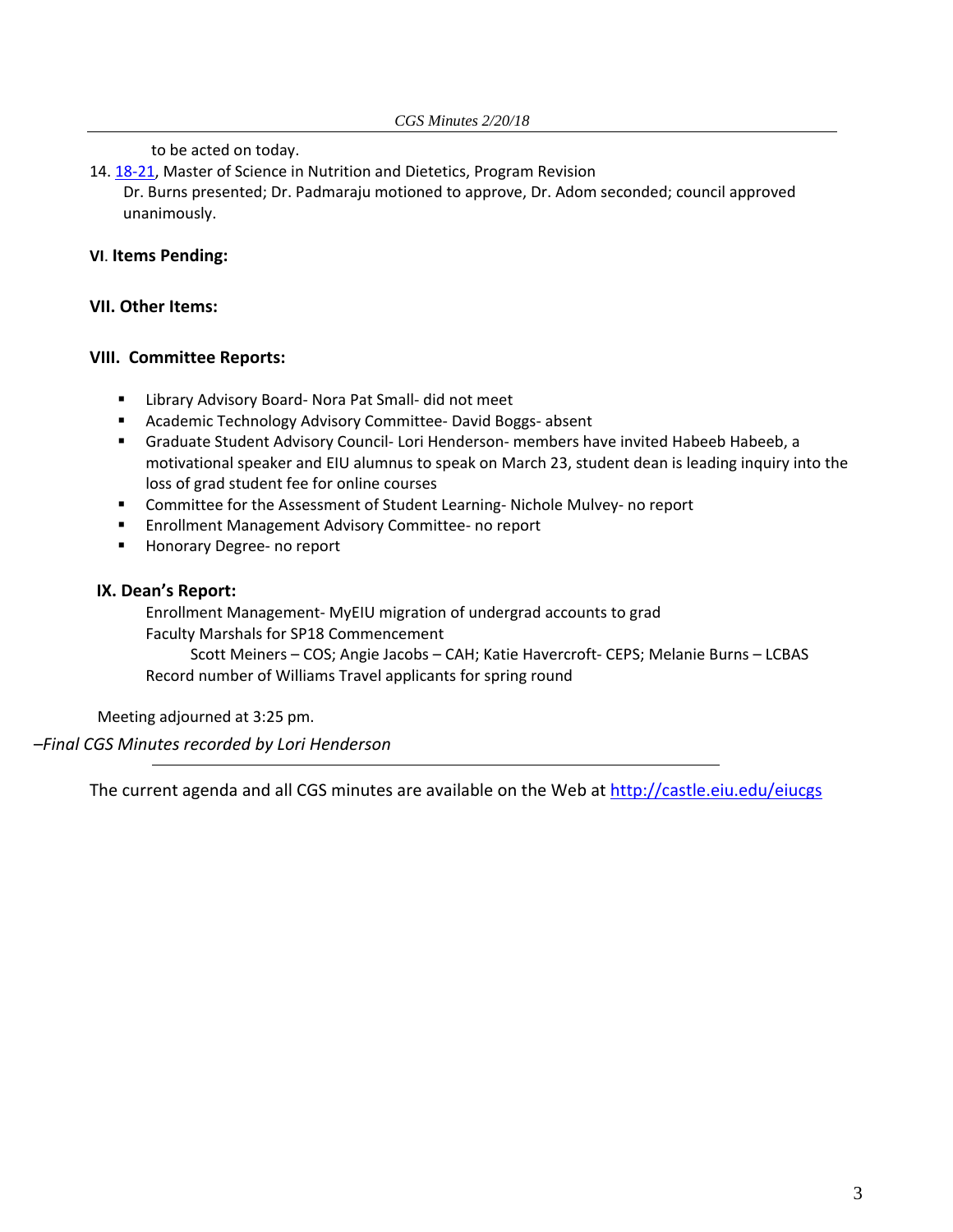to be acted on today.

14. 18-21, Master of Science in Nutrition and Dietetics, Program Revision
    Dr. Burns presented; Dr. Padmaraju motioned to approve, Dr. Adom seconded; council approved unanimously.

**VI. Items Pending:**

**VII. Other Items:**

**VIII. Committee Reports:**

- Library Advisory Board- Nora Pat Small- did not meet
- Academic Technology Advisory Committee- David Boggs- absent
- Graduate Student Advisory Council- Lori Henderson- members have invited Habeeb Habeeb, a motivational speaker and EIU alumnus to speak on March 23, student dean is leading inquiry into the loss of grad student fee for online courses
- Committee for the Assessment of Student Learning- Nichole Mulvey- no report
- Enrollment Management Advisory Committee- no report
- Honorary Degree- no report

**IX. Dean's Report:**

Enrollment Management- MyEIU migration of undergrad accounts to grad
Faculty Marshals for SP18 Commencement
Scott Meiners – COS; Angie Jacobs – CAH; Katie Havercroft- CEPS; Melanie Burns – LCBAS
Record number of Williams Travel applicants for spring round

Meeting adjourned at 3:25 pm.

*–Final CGS Minutes recorded by Lori Henderson*

---

The current agenda and all CGS minutes are available on the Web at http://castle.eiu.edu/eiucgs